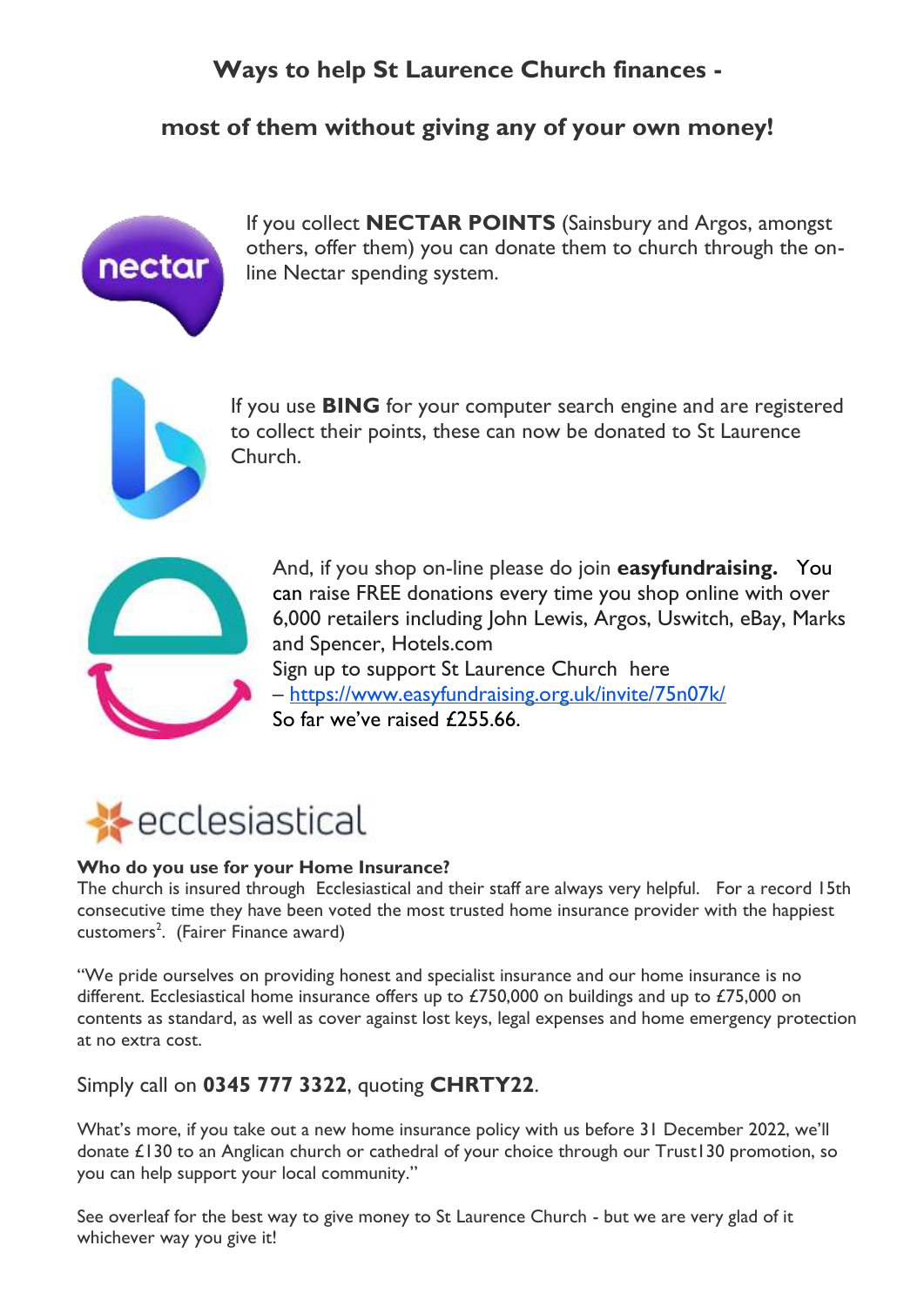## Ways to help St Laurence Church finances -

## most of them without giving any of your own money!

If you collect **NECTAR POINTS** (Sainsbury and Argos, amongst others, offer them) you can donate them to church through the on-line Nectar spending system.

If you use **BING** for your computer search engine and are registered to collect their points, these can now be donated to St Laurence Church.

And, if you shop on-line please do join **easyfundraising.** You can raise FREE donations every time you shop online with over 6,000 retailers including John Lewis, Argos, Uswitch, eBay, Marks and Spencer, Hotels.com
Sign up to support St Laurence Church here
– https://www.easyfundraising.org.uk/invite/75n07k/
So far we've raised £255.66.

ecclesiastical

**Who do you use for your Home Insurance?**
The church is insured through Ecclesiastical and their staff are always very helpful. For a record 15th consecutive time they have been voted the most trusted home insurance provider with the happiest customers[2]. (Fairer Finance award)

"We pride ourselves on providing honest and specialist insurance and our home insurance is no different. Ecclesiastical home insurance offers up to £750,000 on buildings and up to £75,000 on contents as standard, as well as cover against lost keys, legal expenses and home emergency protection at no extra cost.

Simply call on **0345 777 3322**, quoting **CHRTY22**.

What's more, if you take out a new home insurance policy with us before 31 December 2022, we'll donate £130 to an Anglican church or cathedral of your choice through our Trust130 promotion, so you can help support your local community."

See overleaf for the best way to give money to St Laurence Church - but we are very glad of it whichever way you give it!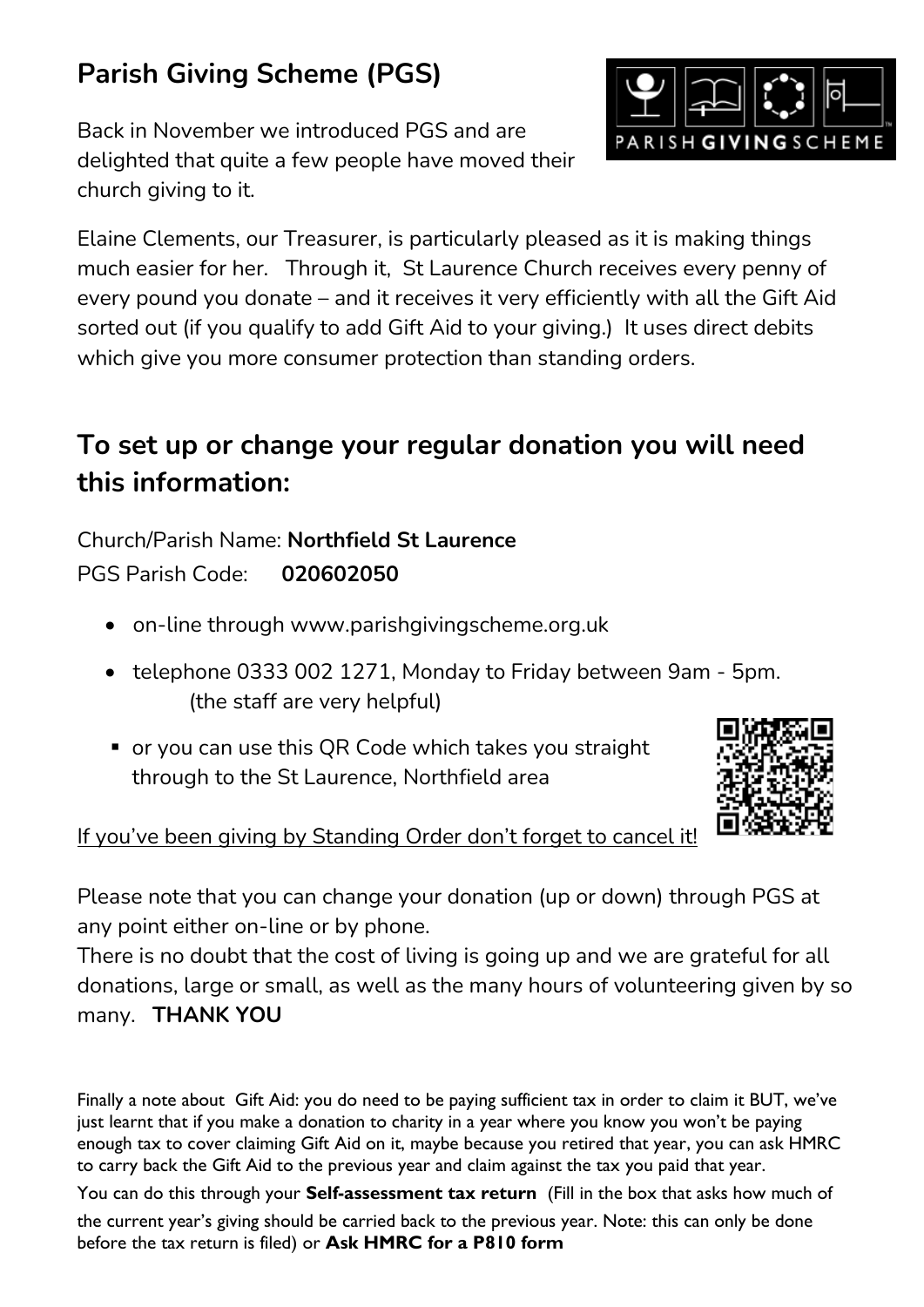## Parish Giving Scheme (PGS)

Back in November we introduced PGS and are delighted that quite a few people have moved their church giving to it.

Elaine Clements, our Treasurer, is particularly pleased as it is making things much easier for her. Through it, St Laurence Church receives every penny of every pound you donate – and it receives it very efficiently with all the Gift Aid sorted out (if you qualify to add Gift Aid to your giving.) It uses direct debits which give you more consumer protection than standing orders.

## To set up or change your regular donation you will need this information:

Church/Parish Name: **Northfield St Laurence**
PGS Parish Code: **020602050**

- on-line through www.parishgivingscheme.org.uk
- telephone 0333 002 1271, Monday to Friday between 9am - 5pm. (the staff are very helpful)
- or you can use this QR Code which takes you straight through to the St Laurence, Northfield area

If you've been giving by Standing Order don't forget to cancel it!

Please note that you can change your donation (up or down) through PGS at any point either on-line or by phone.
There is no doubt that the cost of living is going up and we are grateful for all donations, large or small, as well as the many hours of volunteering given by so many. **THANK YOU**

Finally a note about Gift Aid: you do need to be paying sufficient tax in order to claim it BUT, we've just learnt that if you make a donation to charity in a year where you know you won't be paying enough tax to cover claiming Gift Aid on it, maybe because you retired that year, you can ask HMRC to carry back the Gift Aid to the previous year and claim against the tax you paid that year.
You can do this through your **Self-assessment tax return** (Fill in the box that asks how much of the current year's giving should be carried back to the previous year. Note: this can only be done before the tax return is filed) or **Ask HMRC for a P810 form**